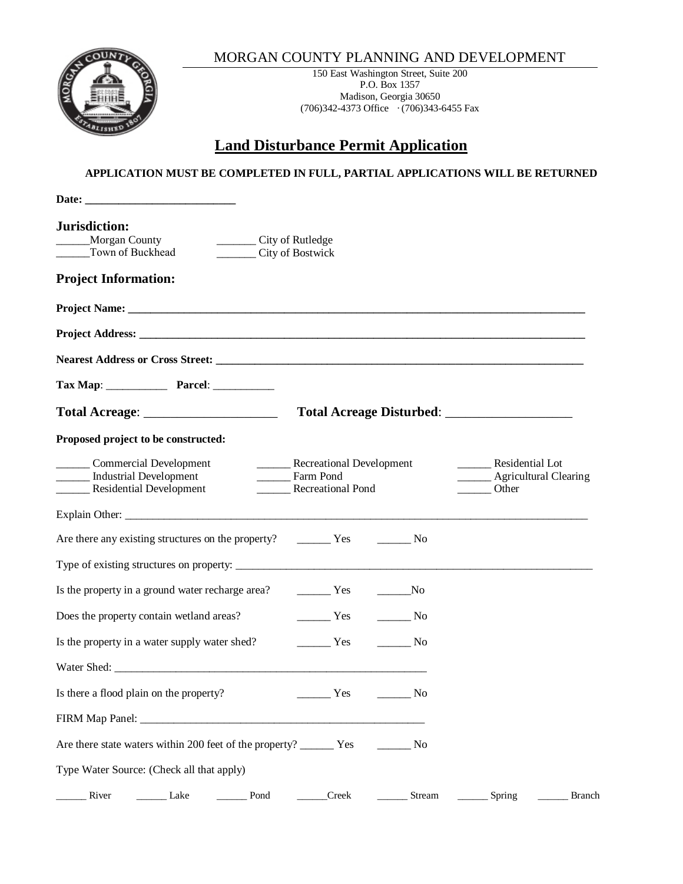MORGAN COUNTY PLANNING AND DEVELOPMENT

150 East Washington Street, Suite 200
P.O. Box 1357
Madison, Georgia 30650
(706)342-4373 Office · (706)343-6455 Fax

# Land Disturbance Permit Application

**APPLICATION MUST BE COMPLETED IN FULL, PARTIAL APPLICATIONS WILL BE RETURNED**

**Date:** ___________________________

## Jurisdiction:

______Morgan County  _______ City of Rutledge
______Town of Buckhead  _______ City of Bostwick

## Project Information:

**Project Name:** ___________________________________________________________________________________

**Project Address:** ________________________________________________________________________________

**Nearest Address or Cross Street:** ______________________________________________________________________

**Tax Map**: ___________  **Parcel**: ___________

**Total Acreage**: _____________________  **Total Acreage Disturbed**: ___________________

**Proposed project to be constructed:**

______ Commercial Development  ______ Recreational Development  ______ Residential Lot
______ Industrial Development  ______ Farm Pond  ______ Agricultural Clearing
______ Residential Development  ______ Recreational Pond  ______ Other

Explain Other: ___________________________________________________________________________________________

Are there any existing structures on the property? ______ Yes ______ No

Type of existing structures on property: __________________________________________________________________

Is the property in a ground water recharge area? ______ Yes ______No

Does the property contain wetland areas? ______ Yes ______ No

Is the property in a water supply water shed? ______ Yes ______ No

Water Shed: _________________________________________________________

Is there a flood plain on the property? ______ Yes ______ No

FIRM Map Panel: _____________________________________________________

Are there state waters within 200 feet of the property? ______ Yes ______ No

Type Water Source: (Check all that apply)

______ River ______ Lake ______ Pond ______Creek ______ Stream ______ Spring ______ Branch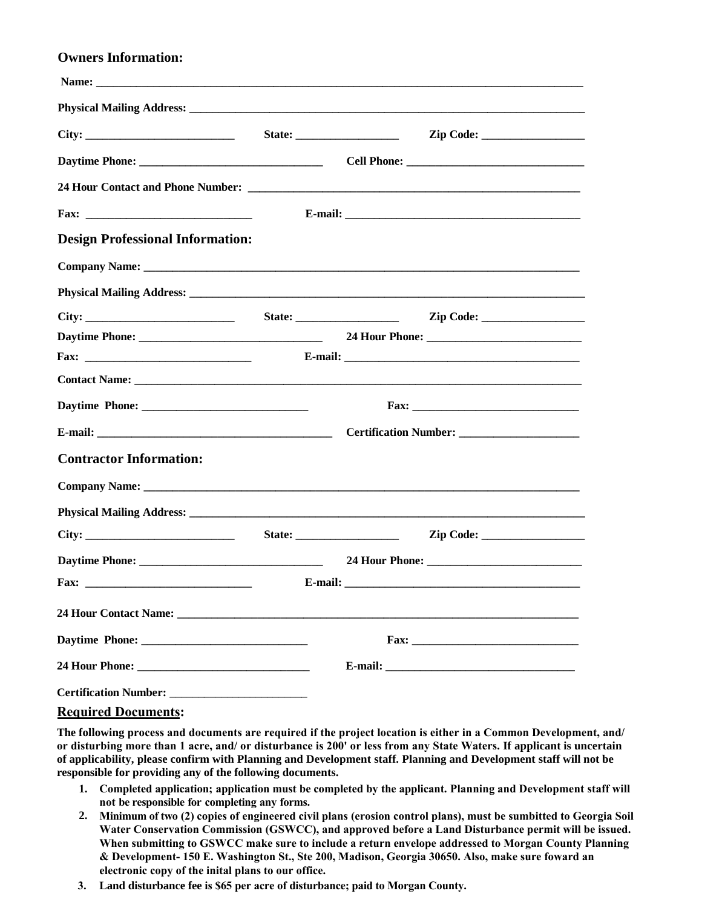## Owners Information:

**Name:** ______________________________________________________________________________

**Physical Mailing Address:** ______________________________________________________________

**City:** ________________________ **State:** ________________ **Zip Code:** ________________

**Daytime Phone:** ____________________________ **Cell Phone:** ____________________________

**24 Hour Contact and Phone Number:** ______________________________________________________

**Fax:** ___________________________ **E-mail:** ______________________________________

## Design Professional Information:

**Company Name:** ______________________________________________________________________

**Physical Mailing Address:** ______________________________________________________________

**City:** ________________________ **State:** ________________ **Zip Code:** ________________

**Daytime Phone:** ____________________________ **24 Hour Phone:** _________________________

**Fax:** ___________________________ **E-mail:** ______________________________________

**Contact Name:** _______________________________________________________________________

**Daytime Phone:** __________________________ **Fax:** ____________________________

**E-mail:** ______________________________________ **Certification Number:** ____________________

## Contractor Information:

**Company Name:** ______________________________________________________________________

**Physical Mailing Address:** ______________________________________________________________

**City:** ________________________ **State:** ________________ **Zip Code:** ________________

**Daytime Phone:** ____________________________ **24 Hour Phone:** _________________________

**Fax:** ___________________________ **E-mail:** ______________________________________

**24 Hour Contact Name:** __________________________________________________________________

**Daytime Phone:** __________________________ **Fax:** ____________________________

**24 Hour Phone:** ____________________________ **E-mail:** ______________________________

**Certification Number:** ______________________

## Required Documents:

**The following process and documents are required if the project location is either in a Common Development, and/ or disturbing more than 1 acre, and/ or disturbance is 200' or less from any State Waters. If applicant is uncertain of applicability, please confirm with Planning and Development staff. Planning and Development staff will not be responsible for providing any of the following documents.**

1. **Completed application; application must be completed by the applicant. Planning and Development staff will not be responsible for completing any forms.**
2. **Minimum of two (2) copies of engineered civil plans (erosion control plans), must be sumbitted to Georgia Soil Water Conservation Commission (GSWCC), and approved before a Land Disturbance permit will be issued. When submitting to GSWCC make sure to include a return envelope addressed to Morgan County Planning & Development- 150 E. Washington St., Ste 200, Madison, Georgia 30650. Also, make sure foward an electronic copy of the inital plans to our office.**
3. **Land disturbance fee is $65 per acre of disturbance; paid to Morgan County.**